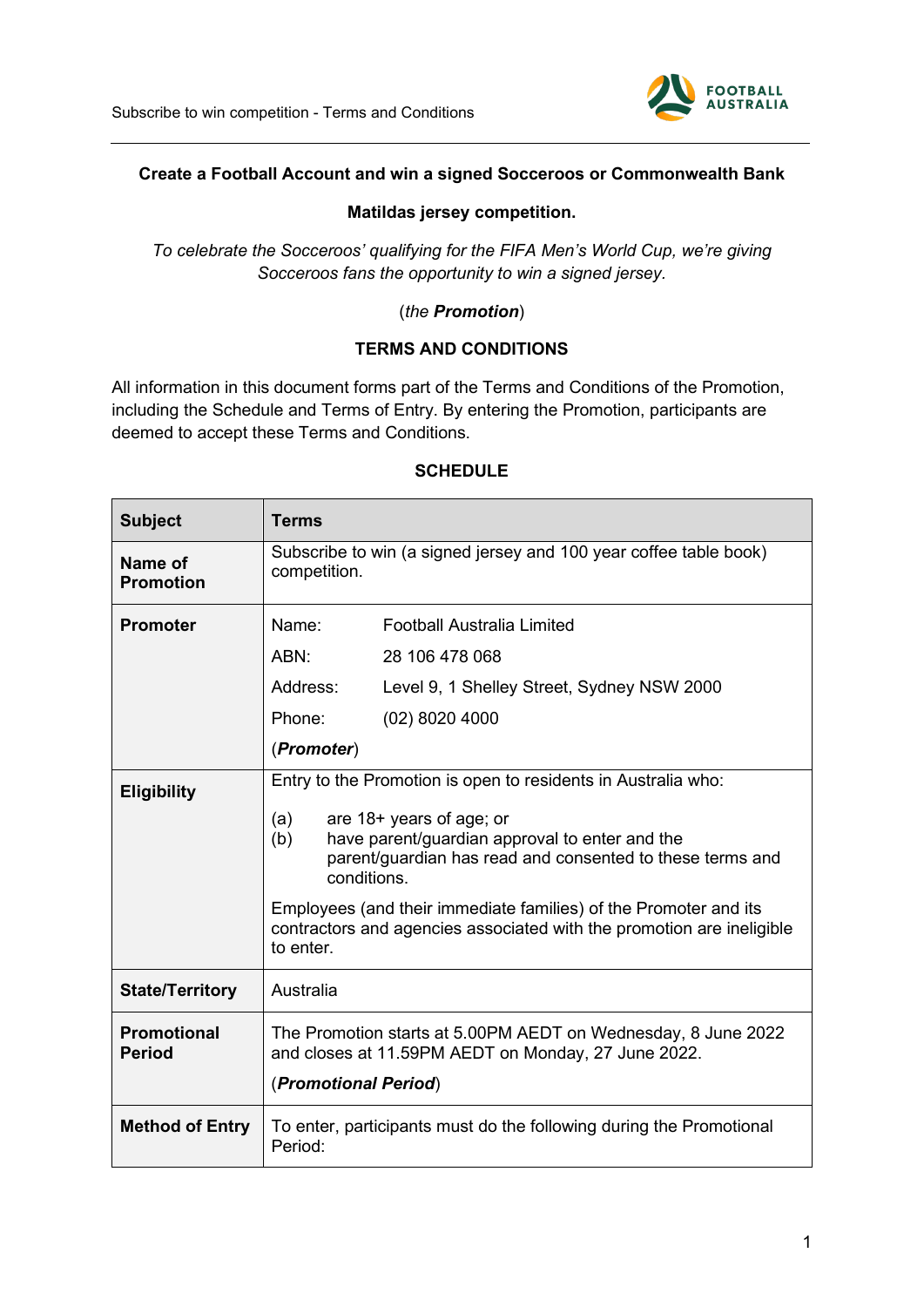**Create a Football Account and win a signed Socceroos or Commonwealth Bank Matildas jersey competition.**

*To celebrate the Socceroos' qualifying for the FIFA Men's World Cup, we're giving Socceroos fans the opportunity to win a signed jersey.*

(*the **Promotion***)

**TERMS AND CONDITIONS**

All information in this document forms part of the Terms and Conditions of the Promotion, including the Schedule and Terms of Entry. By entering the Promotion, participants are deemed to accept these Terms and Conditions.

**SCHEDULE**

| Subject | Terms |
|---|---|
| **Name of Promotion** | Subscribe to win (a signed jersey and 100 year coffee table book) competition. |
| **Promoter** | Name: Football Australia Limited<br>ABN: 28 106 478 068<br>Address: Level 9, 1 Shelley Street, Sydney NSW 2000<br>Phone: (02) 8020 4000<br>(***Promoter***) |
| **Eligibility** | Entry to the Promotion is open to residents in Australia who:<br>(a) are 18+ years of age; or<br>(b) have parent/guardian approval to enter and the parent/guardian has read and consented to these terms and conditions.<br>Employees (and their immediate families) of the Promoter and its contractors and agencies associated with the promotion are ineligible to enter. |
| **State/Territory** | Australia |
| **Promotional Period** | The Promotion starts at 5.00PM AEDT on Wednesday, 8 June 2022 and closes at 11.59PM AEDT on Monday, 27 June 2022.<br>(***Promotional Period***) |
| **Method of Entry** | To enter, participants must do the following during the Promotional Period: |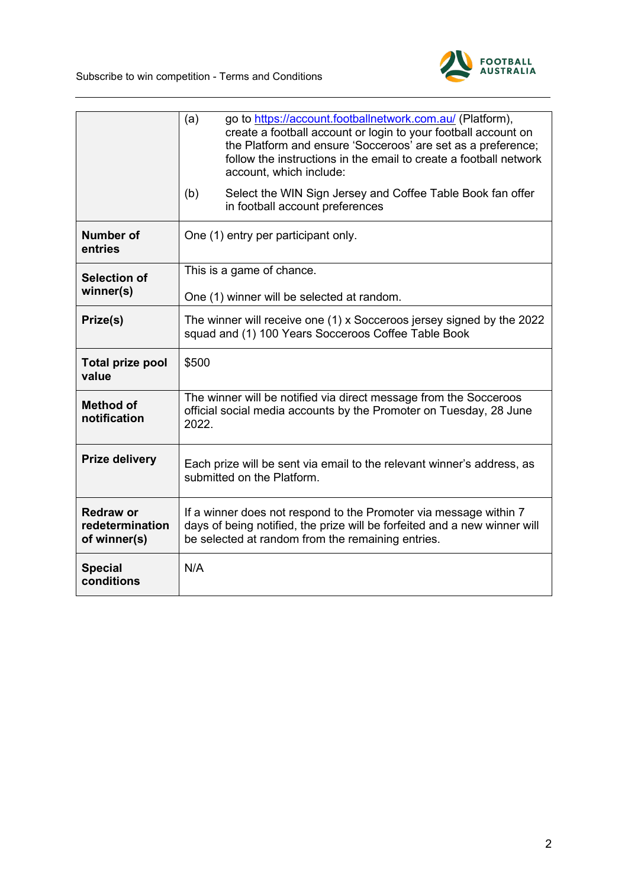| | |
|---|---|
| | (a) go to [https://account.footballnetwork.com.au/](https://account.footballnetwork.com.au/) (Platform), create a football account or login to your football account on the Platform and ensure 'Socceroos' are set as a preference; follow the instructions in the email to create a football network account, which include:<br><br>(b) Select the WIN Sign Jersey and Coffee Table Book fan offer in football account preferences |
| **Number of entries** | One (1) entry per participant only. |
| **Selection of winner(s)** | This is a game of chance.<br><br>One (1) winner will be selected at random. |
| **Prize(s)** | The winner will receive one (1) x Socceroos jersey signed by the 2022 squad and (1) 100 Years Socceroos Coffee Table Book |
| **Total prize pool value** | $500 |
| **Method of notification** | The winner will be notified via direct message from the Socceroos official social media accounts by the Promoter on Tuesday, 28 June 2022. |
| **Prize delivery** | Each prize will be sent via email to the relevant winner's address, as submitted on the Platform. |
| **Redraw or redetermination of winner(s)** | If a winner does not respond to the Promoter via message within 7 days of being notified, the prize will be forfeited and a new winner will be selected at random from the remaining entries. |
| **Special conditions** | N/A |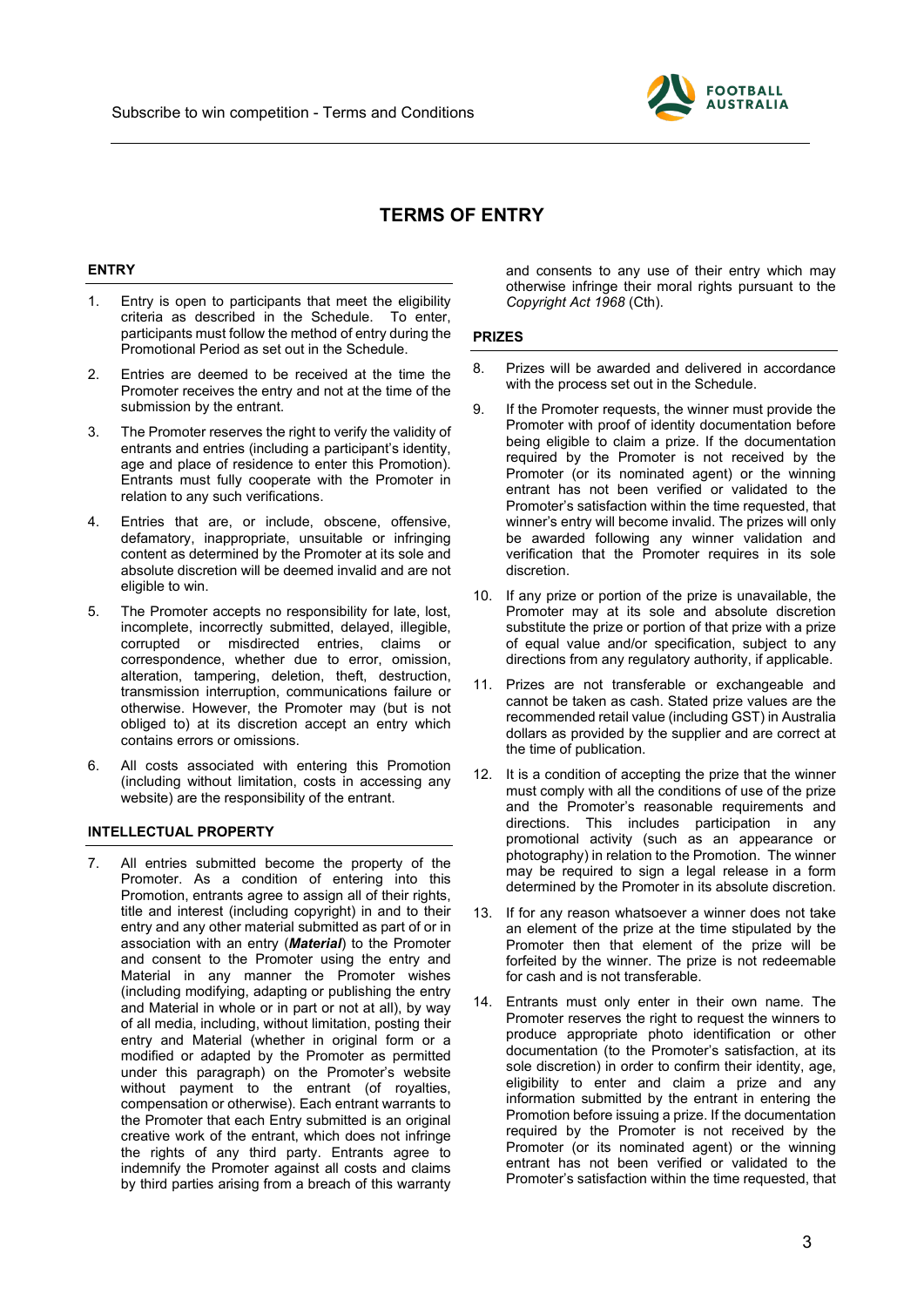# TERMS OF ENTRY

## ENTRY

1. Entry is open to participants that meet the eligibility criteria as described in the Schedule. To enter, participants must follow the method of entry during the Promotional Period as set out in the Schedule.

2. Entries are deemed to be received at the time the Promoter receives the entry and not at the time of the submission by the entrant.

3. The Promoter reserves the right to verify the validity of entrants and entries (including a participant's identity, age and place of residence to enter this Promotion). Entrants must fully cooperate with the Promoter in relation to any such verifications.

4. Entries that are, or include, obscene, offensive, defamatory, inappropriate, unsuitable or infringing content as determined by the Promoter at its sole and absolute discretion will be deemed invalid and are not eligible to win.

5. The Promoter accepts no responsibility for late, lost, incomplete, incorrectly submitted, delayed, illegible, corrupted or misdirected entries, claims or correspondence, whether due to error, omission, alteration, tampering, deletion, theft, destruction, transmission interruption, communications failure or otherwise. However, the Promoter may (but is not obliged to) at its discretion accept an entry which contains errors or omissions.

6. All costs associated with entering this Promotion (including without limitation, costs in accessing any website) are the responsibility of the entrant.

## INTELLECTUAL PROPERTY

7. All entries submitted become the property of the Promoter. As a condition of entering into this Promotion, entrants agree to assign all of their rights, title and interest (including copyright) in and to their entry and any other material submitted as part of or in association with an entry (***Material***) to the Promoter and consent to the Promoter using the entry and Material in any manner the Promoter wishes (including modifying, adapting or publishing the entry and Material in whole or in part or not at all), by way of all media, including, without limitation, posting their entry and Material (whether in original form or a modified or adapted by the Promoter as permitted under this paragraph) on the Promoter's website without payment to the entrant (of royalties, compensation or otherwise). Each entrant warrants to the Promoter that each Entry submitted is an original creative work of the entrant, which does not infringe the rights of any third party. Entrants agree to indemnify the Promoter against all costs and claims by third parties arising from a breach of this warranty and consents to any use of their entry which may otherwise infringe their moral rights pursuant to the *Copyright Act 1968* (Cth).

## PRIZES

8. Prizes will be awarded and delivered in accordance with the process set out in the Schedule.

9. If the Promoter requests, the winner must provide the Promoter with proof of identity documentation before being eligible to claim a prize. If the documentation required by the Promoter is not received by the Promoter (or its nominated agent) or the winning entrant has not been verified or validated to the Promoter's satisfaction within the time requested, that winner's entry will become invalid. The prizes will only be awarded following any winner validation and verification that the Promoter requires in its sole discretion.

10. If any prize or portion of the prize is unavailable, the Promoter may at its sole and absolute discretion substitute the prize or portion of that prize with a prize of equal value and/or specification, subject to any directions from any regulatory authority, if applicable.

11. Prizes are not transferable or exchangeable and cannot be taken as cash. Stated prize values are the recommended retail value (including GST) in Australia dollars as provided by the supplier and are correct at the time of publication.

12. It is a condition of accepting the prize that the winner must comply with all the conditions of use of the prize and the Promoter's reasonable requirements and directions. This includes participation in any promotional activity (such as an appearance or photography) in relation to the Promotion. The winner may be required to sign a legal release in a form determined by the Promoter in its absolute discretion.

13. If for any reason whatsoever a winner does not take an element of the prize at the time stipulated by the Promoter then that element of the prize will be forfeited by the winner. The prize is not redeemable for cash and is not transferable.

14. Entrants must only enter in their own name. The Promoter reserves the right to request the winners to produce appropriate photo identification or other documentation (to the Promoter's satisfaction, at its sole discretion) in order to confirm their identity, age, eligibility to enter and claim a prize and any information submitted by the entrant in entering the Promotion before issuing a prize. If the documentation required by the Promoter is not received by the Promoter (or its nominated agent) or the winning entrant has not been verified or validated to the Promoter's satisfaction within the time requested, that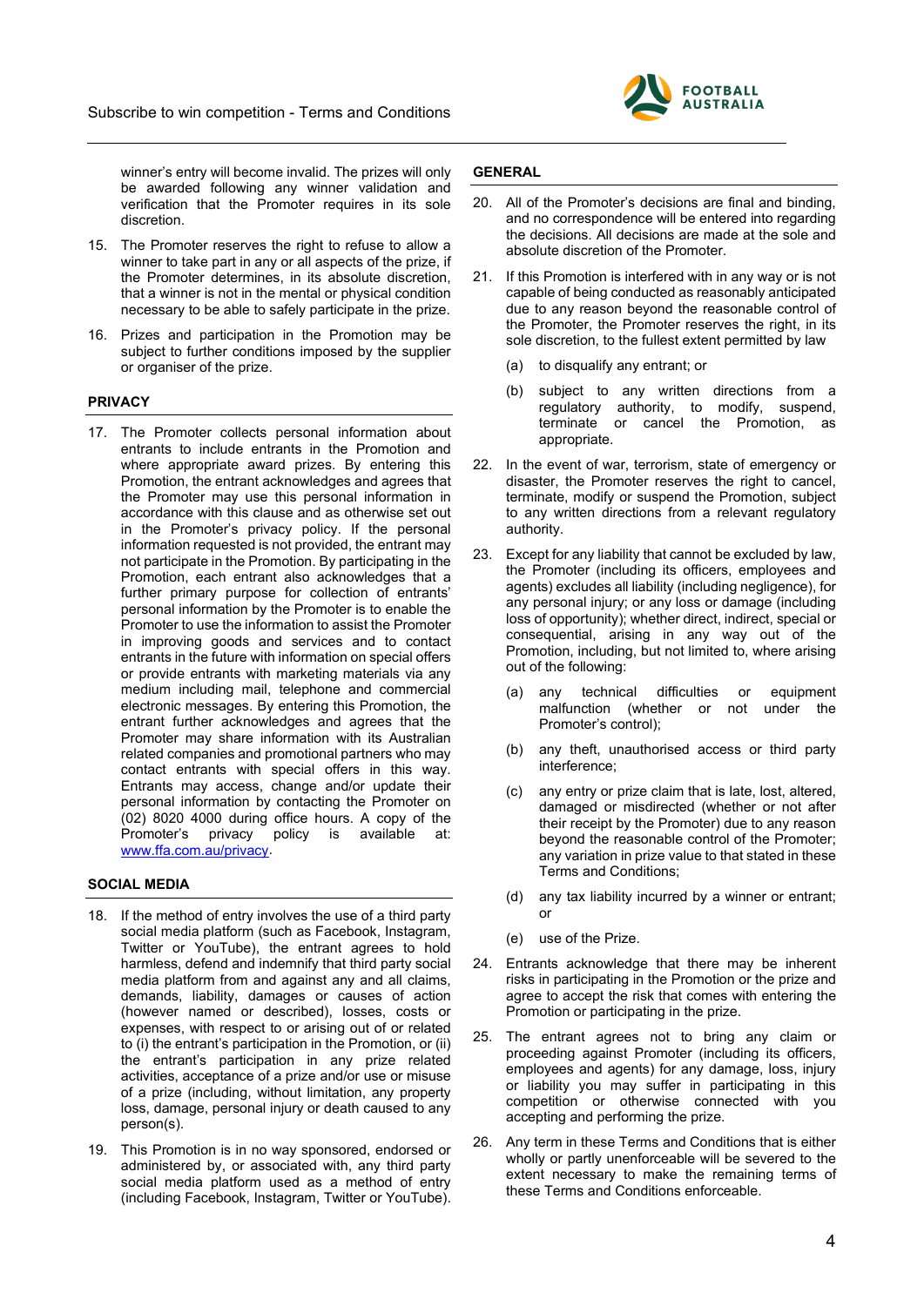winner's entry will become invalid. The prizes will only be awarded following any winner validation and verification that the Promoter requires in its sole discretion.

15. The Promoter reserves the right to refuse to allow a winner to take part in any or all aspects of the prize, if the Promoter determines, in its absolute discretion, that a winner is not in the mental or physical condition necessary to be able to safely participate in the prize.

16. Prizes and participation in the Promotion may be subject to further conditions imposed by the supplier or organiser of the prize.

## PRIVACY

17. The Promoter collects personal information about entrants to include entrants in the Promotion and where appropriate award prizes. By entering this Promotion, the entrant acknowledges and agrees that the Promoter may use this personal information in accordance with this clause and as otherwise set out in the Promoter's privacy policy. If the personal information requested is not provided, the entrant may not participate in the Promotion. By participating in the Promotion, each entrant also acknowledges that a further primary purpose for collection of entrants' personal information by the Promoter is to enable the Promoter to use the information to assist the Promoter in improving goods and services and to contact entrants in the future with information on special offers or provide entrants with marketing materials via any medium including mail, telephone and commercial electronic messages. By entering this Promotion, the entrant further acknowledges and agrees that the Promoter may share information with its Australian related companies and promotional partners who may contact entrants with special offers in this way. Entrants may access, change and/or update their personal information by contacting the Promoter on (02) 8020 4000 during office hours. A copy of the Promoter's privacy policy is available at: www.ffa.com.au/privacy.

## SOCIAL MEDIA

18. If the method of entry involves the use of a third party social media platform (such as Facebook, Instagram, Twitter or YouTube), the entrant agrees to hold harmless, defend and indemnify that third party social media platform from and against any and all claims, demands, liability, damages or causes of action (however named or described), losses, costs or expenses, with respect to or arising out of or related to (i) the entrant's participation in the Promotion, or (ii) the entrant's participation in any prize related activities, acceptance of a prize and/or use or misuse of a prize (including, without limitation, any property loss, damage, personal injury or death caused to any person(s).

19. This Promotion is in no way sponsored, endorsed or administered by, or associated with, any third party social media platform used as a method of entry (including Facebook, Instagram, Twitter or YouTube).

## GENERAL

20. All of the Promoter's decisions are final and binding, and no correspondence will be entered into regarding the decisions. All decisions are made at the sole and absolute discretion of the Promoter.

21. If this Promotion is interfered with in any way or is not capable of being conducted as reasonably anticipated due to any reason beyond the reasonable control of the Promoter, the Promoter reserves the right, in its sole discretion, to the fullest extent permitted by law

    (a) to disqualify any entrant; or

    (b) subject to any written directions from a regulatory authority, to modify, suspend, terminate or cancel the Promotion, as appropriate.

22. In the event of war, terrorism, state of emergency or disaster, the Promoter reserves the right to cancel, terminate, modify or suspend the Promotion, subject to any written directions from a relevant regulatory authority.

23. Except for any liability that cannot be excluded by law, the Promoter (including its officers, employees and agents) excludes all liability (including negligence), for any personal injury; or any loss or damage (including loss of opportunity); whether direct, indirect, special or consequential, arising in any way out of the Promotion, including, but not limited to, where arising out of the following:

    (a) any technical difficulties or equipment malfunction (whether or not under the Promoter's control);

    (b) any theft, unauthorised access or third party interference;

    (c) any entry or prize claim that is late, lost, altered, damaged or misdirected (whether or not after their receipt by the Promoter) due to any reason beyond the reasonable control of the Promoter; any variation in prize value to that stated in these Terms and Conditions;

    (d) any tax liability incurred by a winner or entrant; or

    (e) use of the Prize.

24. Entrants acknowledge that there may be inherent risks in participating in the Promotion or the prize and agree to accept the risk that comes with entering the Promotion or participating in the prize.

25. The entrant agrees not to bring any claim or proceeding against Promoter (including its officers, employees and agents) for any damage, loss, injury or liability you may suffer in participating in this competition or otherwise connected with you accepting and performing the prize.

26. Any term in these Terms and Conditions that is either wholly or partly unenforceable will be severed to the extent necessary to make the remaining terms of these Terms and Conditions enforceable.